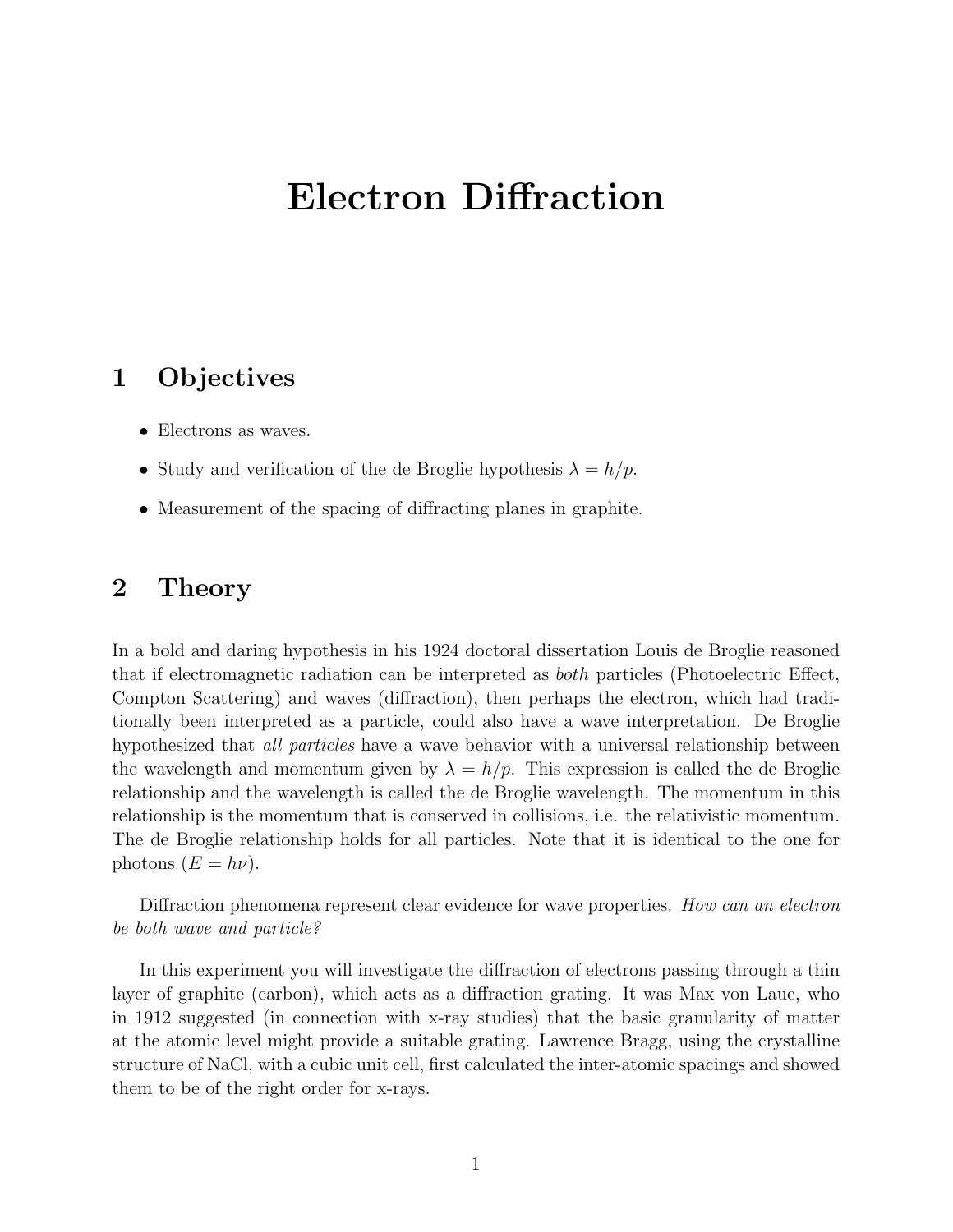# Electron Diffraction

## 1 Objectives

- Electrons as waves.
- Study and verification of the de Broglie hypothesis $\lambda = h/p$.
- Measurement of the spacing of diffracting planes in graphite.

## 2 Theory

In a bold and daring hypothesis in his 1924 doctoral dissertation Louis de Broglie reasoned that if electromagnetic radiation can be interpreted as *both* particles (Photoelectric Effect, Compton Scattering) and waves (diffraction), then perhaps the electron, which had traditionally been interpreted as a particle, could also have a wave interpretation. De Broglie hypothesized that *all particles* have a wave behavior with a universal relationship between the wavelength and momentum given by $\lambda = h/p$. This expression is called the de Broglie relationship and the wavelength is called the de Broglie wavelength. The momentum in this relationship is the momentum that is conserved in collisions, i.e. the relativistic momentum. The de Broglie relationship holds for all particles. Note that it is identical to the one for photons ($E = h\nu$).

Diffraction phenomena represent clear evidence for wave properties. *How can an electron be both wave and particle?*

In this experiment you will investigate the diffraction of electrons passing through a thin layer of graphite (carbon), which acts as a diffraction grating. It was Max von Laue, who in 1912 suggested (in connection with x-ray studies) that the basic granularity of matter at the atomic level might provide a suitable grating. Lawrence Bragg, using the crystalline structure of NaCl, with a cubic unit cell, first calculated the inter-atomic spacings and showed them to be of the right order for x-rays.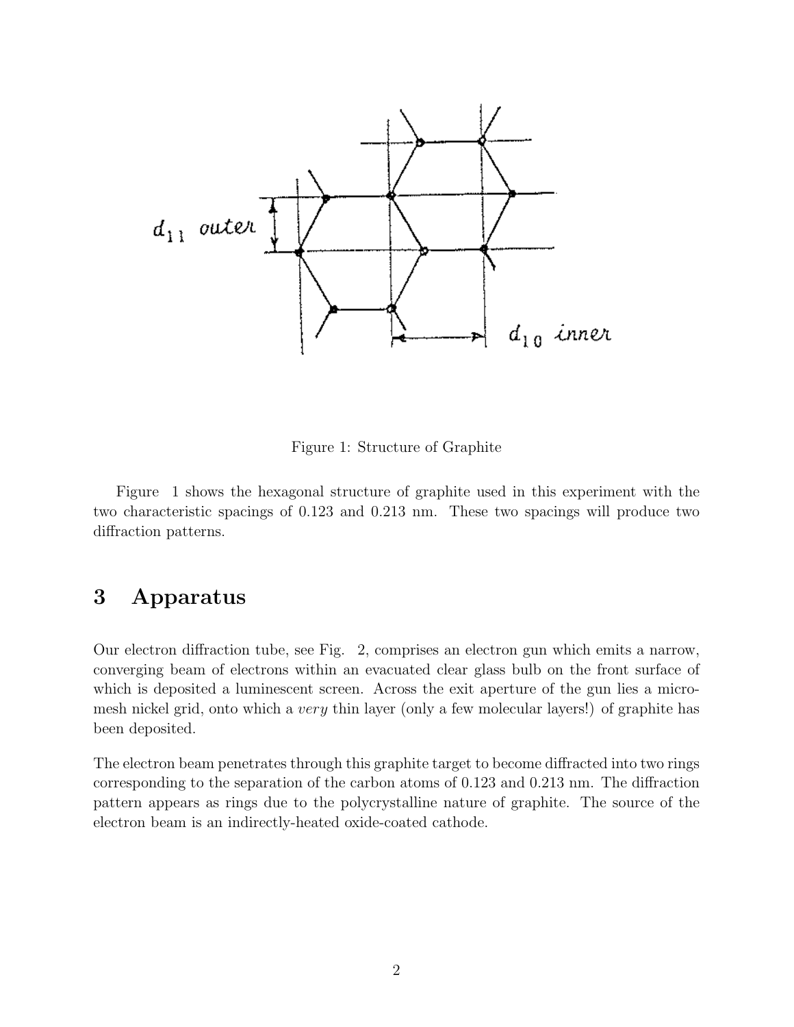Figure 1: Structure of Graphite

Figure 1 shows the hexagonal structure of graphite used in this experiment with the two characteristic spacings of 0.123 and 0.213 nm. These two spacings will produce two diffraction patterns.

# 3 Apparatus

Our electron diffraction tube, see Fig. 2, comprises an electron gun which emits a narrow, converging beam of electrons within an evacuated clear glass bulb on the front surface of which is deposited a luminescent screen. Across the exit aperture of the gun lies a micro-mesh nickel grid, onto which a *very* thin layer (only a few molecular layers!) of graphite has been deposited.

The electron beam penetrates through this graphite target to become diffracted into two rings corresponding to the separation of the carbon atoms of 0.123 and 0.213 nm. The diffraction pattern appears as rings due to the polycrystalline nature of graphite. The source of the electron beam is an indirectly-heated oxide-coated cathode.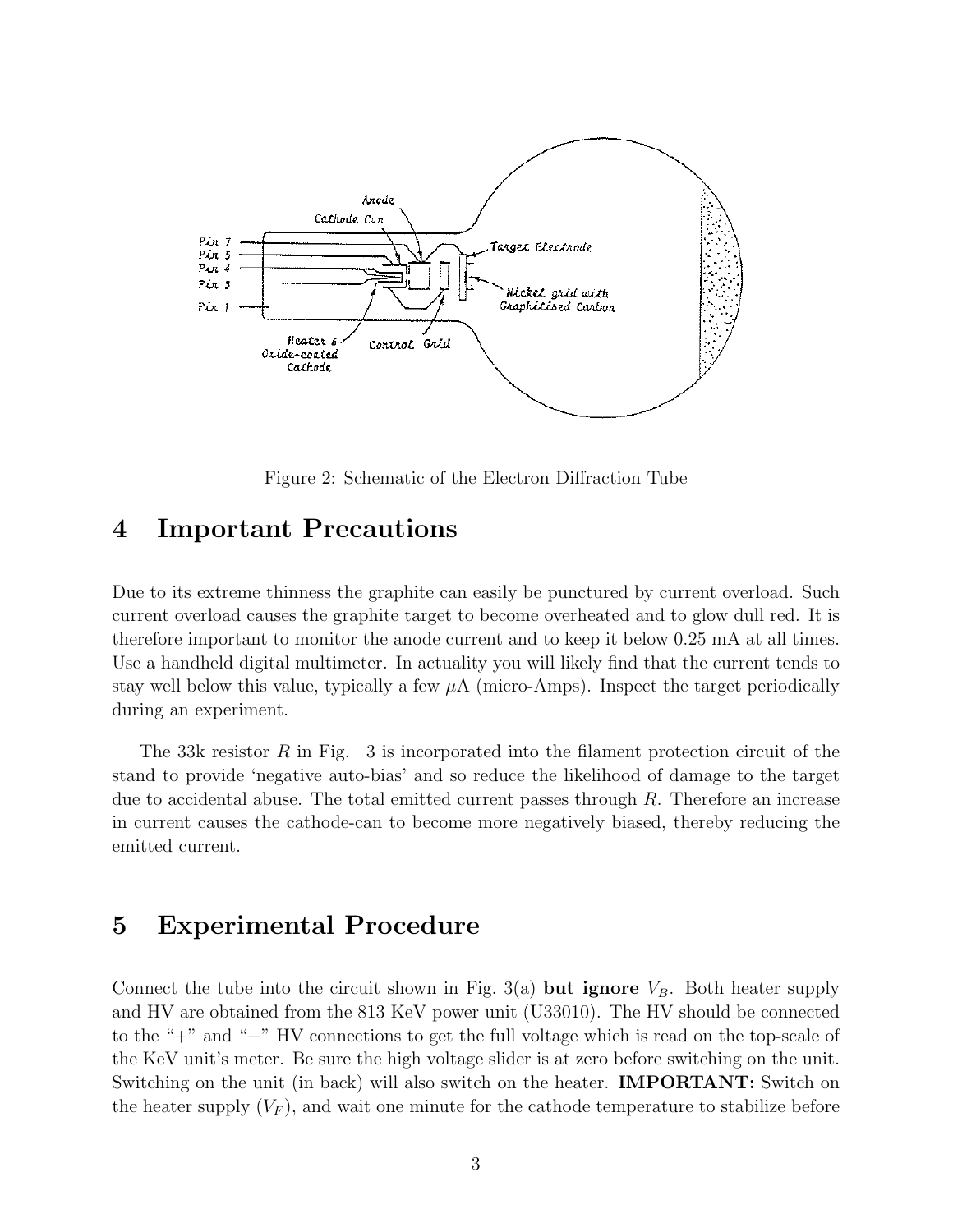Figure 2: Schematic of the Electron Diffraction Tube

## 4 Important Precautions

Due to its extreme thinness the graphite can easily be punctured by current overload. Such current overload causes the graphite target to become overheated and to glow dull red. It is therefore important to monitor the anode current and to keep it below 0.25 mA at all times. Use a handheld digital multimeter. In actuality you will likely find that the current tends to stay well below this value, typically a few $\mu$A (micro-Amps). Inspect the target periodically during an experiment.

The 33k resistor $R$ in Fig. 3 is incorporated into the filament protection circuit of the stand to provide 'negative auto-bias' and so reduce the likelihood of damage to the target due to accidental abuse. The total emitted current passes through $R$. Therefore an increase in current causes the cathode-can to become more negatively biased, thereby reducing the emitted current.

## 5 Experimental Procedure

Connect the tube into the circuit shown in Fig. 3(a) **but ignore** $V_B$. Both heater supply and HV are obtained from the 813 KeV power unit (U33010). The HV should be connected to the "+" and "−" HV connections to get the full voltage which is read on the top-scale of the KeV unit's meter. Be sure the high voltage slider is at zero before switching on the unit. Switching on the unit (in back) will also switch on the heater. **IMPORTANT:** Switch on the heater supply ($V_F$), and wait one minute for the cathode temperature to stabilize before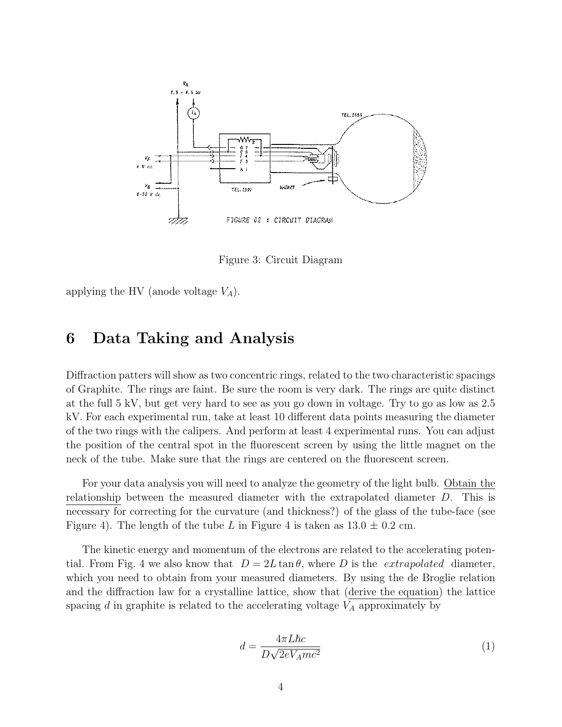Figure 3: Circuit Diagram

applying the HV (anode voltage $V_A$).

# 6 Data Taking and Analysis

Diffraction patters will show as two concentric rings, related to the two characteristic spacings of Graphite. The rings are faint. Be sure the room is very dark. The rings are quite distinct at the full 5 kV, but get very hard to see as you go down in voltage. Try to go as low as 2.5 kV. For each experimental run, take at least 10 different data points measuring the diameter of the two rings with the calipers. And perform at least 4 experimental runs. You can adjust the position of the central spot in the fluorescent screen by using the little magnet on the neck of the tube. Make sure that the rings are centered on the fluorescent screen.

For your data analysis you will need to analyze the geometry of the light bulb. Obtain the relationship between the measured diameter with the extrapolated diameter $D$. This is necessary for correcting for the curvature (and thickness?) of the glass of the tube-face (see Figure 4). The length of the tube $L$ in Figure 4 is taken as $13.0 \pm 0.2$ cm.

The kinetic energy and momentum of the electrons are related to the accelerating potential. From Fig. 4 we also know that $D = 2L \tan\theta$, where $D$ is the *extrapolated* diameter, which you need to obtain from your measured diameters. By using the de Broglie relation and the diffraction law for a crystalline lattice, show that (derive the equation) the lattice spacing $d$ in graphite is related to the accelerating voltage $V_A$ approximately by

$$d = \frac{4\pi L \hbar c}{D\sqrt{2eV_A mc^2}} \tag{1}$$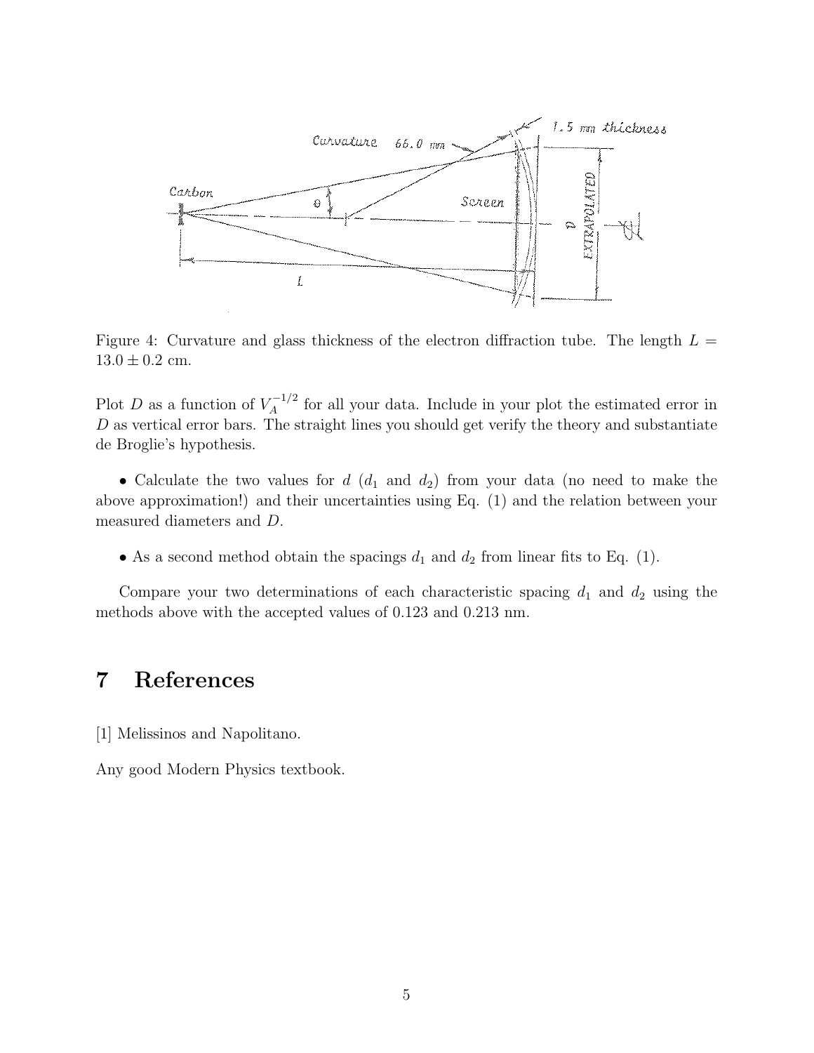Curvature 66.0 mm

1.5 mm thickness

Carbon

θ

Screen

D

EXTRAPOLATED

L

Figure 4: Curvature and glass thickness of the electron diffraction tube. The length $L = 13.0 \pm 0.2$ cm.

Plot $D$ as a function of $V_A^{-1/2}$ for all your data. Include in your plot the estimated error in $D$ as vertical error bars. The straight lines you should get verify the theory and substantiate de Broglie's hypothesis.

- Calculate the two values for $d$ ($d_1$ and $d_2$) from your data (no need to make the above approximation!) and their uncertainties using Eq. (1) and the relation between your measured diameters and $D$.

- As a second method obtain the spacings $d_1$ and $d_2$ from linear fits to Eq. (1).

Compare your two determinations of each characteristic spacing $d_1$ and $d_2$ using the methods above with the accepted values of 0.123 and 0.213 nm.

# 7 References

[1] Melissinos and Napolitano.

Any good Modern Physics textbook.